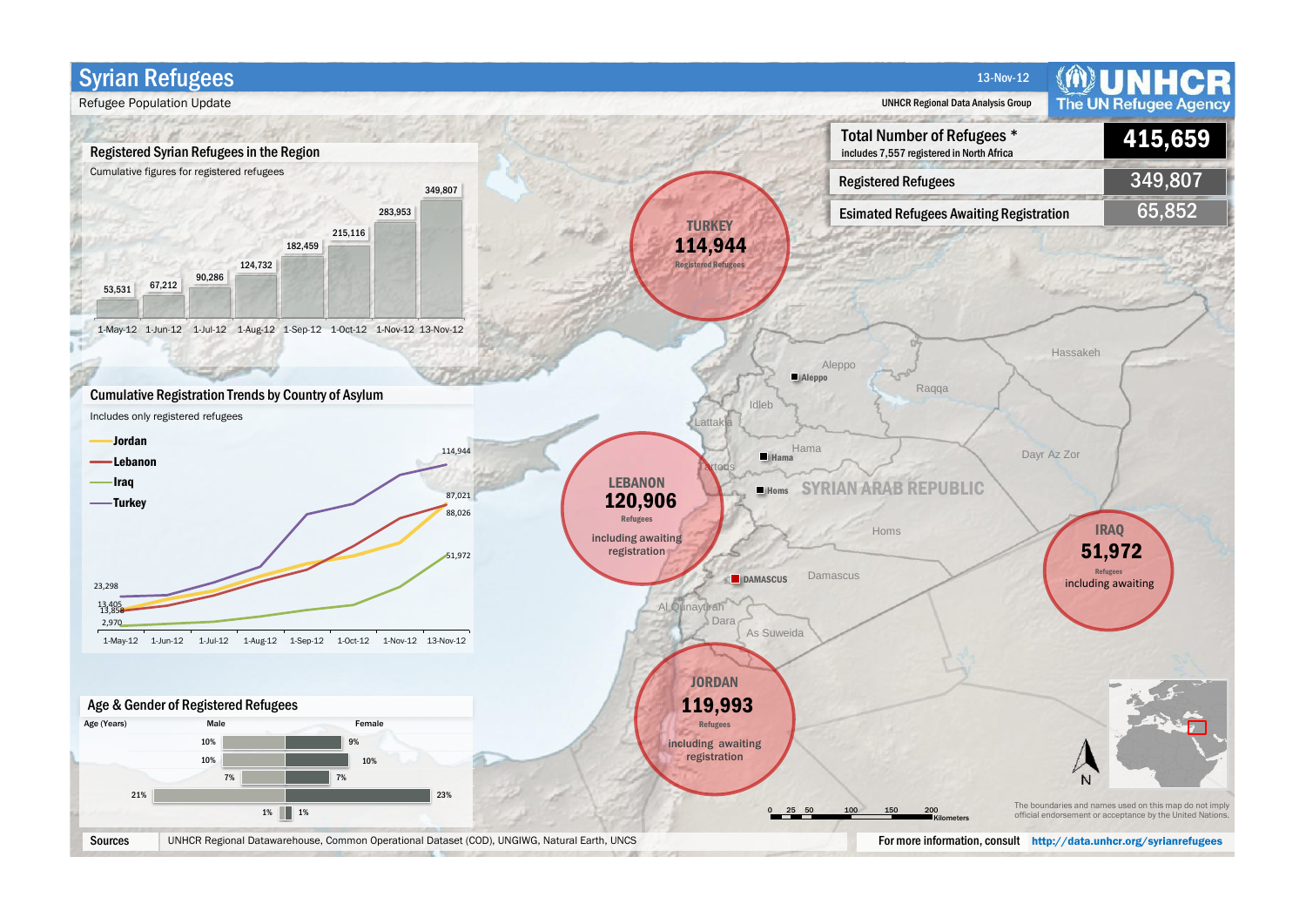# Syrian Refugees

Refugee Population Update

13-Nov-12

UNHCR Regional Data Analysis Group

UNHCR The UN Refugee Agency

| | |
|---|---|
| **Total Number of Refugees *** (includes 7,557 registered in North Africa) | **415,659** |
| **Registered Refugees** | **349,807** |
| **Esimated Refugees Awaiting Registration** | **65,852** |

## Registered Syrian Refugees in the Region

Cumulative figures for registered refugees

| 1-May-12 | 1-Jun-12 | 1-Jul-12 | 1-Aug-12 | 1-Sep-12 | 1-Oct-12 | 1-Nov-12 | 13-Nov-12 |
|---|---|---|---|---|---|---|---|
| 53,531 | 67,212 | 90,286 | 124,732 | 182,459 | 215,116 | 283,953 | 349,807 |

## Cumulative Registration Trends by Country of Asylum

Includes only registered refugees

- Jordan
- Lebanon
- Iraq
- Turkey

| | 1-May-12 | 13-Nov-12 |
|---|---|---|
| Turkey | 23,298 | 114,944 |
| Lebanon | 13,858 | 88,026 |
| Jordan | 13,405 | 87,021 |
| Iraq | 2,970 | 51,972 |

## Age & Gender of Registered Refugees

| Age (Years) | Male | Female |
|---|---|---|
| | 10% | 9% |
| | 10% | 10% |
| | 7% | 7% |
| | 21% | 23% |
| | 1% | 1% |

**TURKEY**
**114,944**
Registered Refugees

**LEBANON**
**120,906**
Refugees
including awaiting registration

**IRAQ**
**51,972**
Refugees
including awaiting

**JORDAN**
**119,993**
Refugees
including awaiting registration

SYRIAN ARAB REPUBLIC

The boundaries and names used on this map do not imply official endorsement or acceptance by the United Nations.

**Sources**: UNHCR Regional Datawarehouse, Common Operational Dataset (COD), UNGIWG, Natural Earth, UNCS

**For more information, consult** http://data.unhcr.org/syrianrefugees